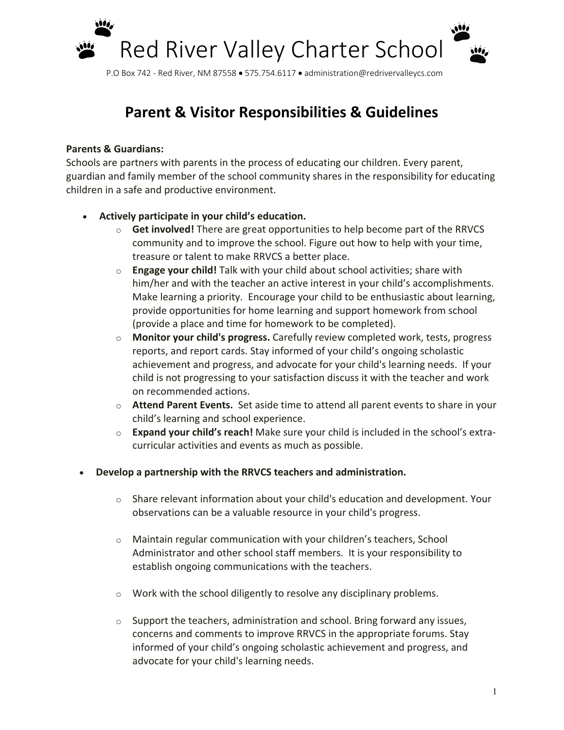# Red River Valley Charter School

P.O Box 742 - Red River, NM 87558 • 575.754.6117 • administration@redrivervalleycs.com

## Parent & Visitor Responsibilities & Guidelines

**Parents & Guardians:**
Schools are partners with parents in the process of educating our children. Every parent, guardian and family member of the school community shares in the responsibility for educating children in a safe and productive environment.

- **Actively participate in your child's education.**
  - **Get involved!** There are great opportunities to help become part of the RRVCS community and to improve the school. Figure out how to help with your time, treasure or talent to make RRVCS a better place.
  - **Engage your child!** Talk with your child about school activities; share with him/her and with the teacher an active interest in your child's accomplishments. Make learning a priority. Encourage your child to be enthusiastic about learning, provide opportunities for home learning and support homework from school (provide a place and time for homework to be completed).
  - **Monitor your child's progress.** Carefully review completed work, tests, progress reports, and report cards. Stay informed of your child's ongoing scholastic achievement and progress, and advocate for your child's learning needs. If your child is not progressing to your satisfaction discuss it with the teacher and work on recommended actions.
  - **Attend Parent Events.** Set aside time to attend all parent events to share in your child's learning and school experience.
  - **Expand your child's reach!** Make sure your child is included in the school's extra-curricular activities and events as much as possible.

- **Develop a partnership with the RRVCS teachers and administration.**
  - Share relevant information about your child's education and development. Your observations can be a valuable resource in your child's progress.
  - Maintain regular communication with your children's teachers, School Administrator and other school staff members. It is your responsibility to establish ongoing communications with the teachers.
  - Work with the school diligently to resolve any disciplinary problems.
  - Support the teachers, administration and school. Bring forward any issues, concerns and comments to improve RRVCS in the appropriate forums. Stay informed of your child's ongoing scholastic achievement and progress, and advocate for your child's learning needs.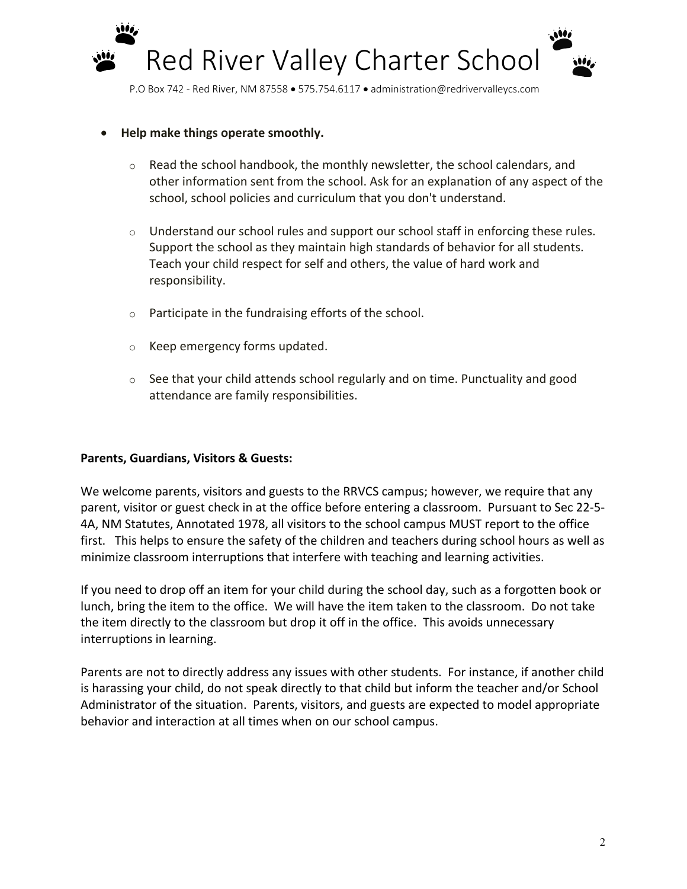- **Help make things operate smoothly.**
  - Read the school handbook, the monthly newsletter, the school calendars, and other information sent from the school. Ask for an explanation of any aspect of the school, school policies and curriculum that you don't understand.
  - Understand our school rules and support our school staff in enforcing these rules. Support the school as they maintain high standards of behavior for all students. Teach your child respect for self and others, the value of hard work and responsibility.
  - Participate in the fundraising efforts of the school.
  - Keep emergency forms updated.
  - See that your child attends school regularly and on time. Punctuality and good attendance are family responsibilities.

**Parents, Guardians, Visitors & Guests:**

We welcome parents, visitors and guests to the RRVCS campus; however, we require that any parent, visitor or guest check in at the office before entering a classroom. Pursuant to Sec 22-5-4A, NM Statutes, Annotated 1978, all visitors to the school campus MUST report to the office first. This helps to ensure the safety of the children and teachers during school hours as well as minimize classroom interruptions that interfere with teaching and learning activities.

If you need to drop off an item for your child during the school day, such as a forgotten book or lunch, bring the item to the office. We will have the item taken to the classroom. Do not take the item directly to the classroom but drop it off in the office. This avoids unnecessary interruptions in learning.

Parents are not to directly address any issues with other students. For instance, if another child is harassing your child, do not speak directly to that child but inform the teacher and/or School Administrator of the situation. Parents, visitors, and guests are expected to model appropriate behavior and interaction at all times when on our school campus.